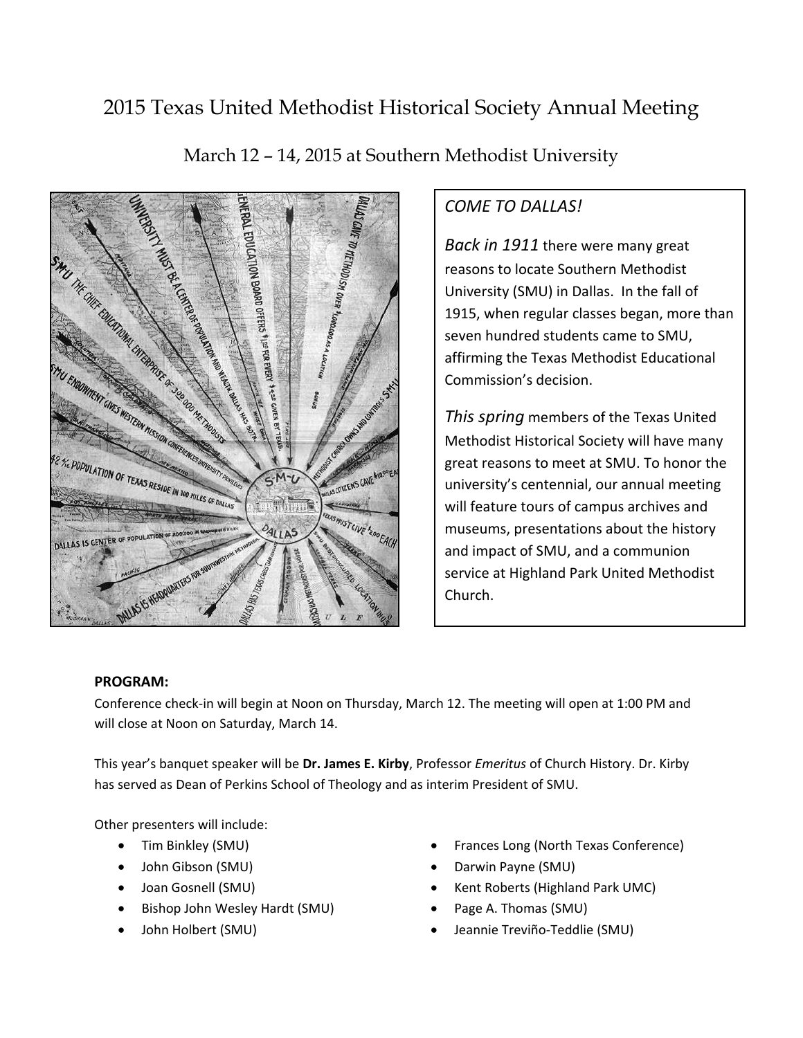# 2015 Texas United Methodist Historical Society Annual Meeting

March 12 – 14, 2015 at Southern Methodist University

*COME TO DALLAS!*

*Back in 1911* there were many great reasons to locate Southern Methodist University (SMU) in Dallas. In the fall of 1915, when regular classes began, more than seven hundred students came to SMU, affirming the Texas Methodist Educational Commission's decision.

*This spring* members of the Texas United Methodist Historical Society will have many great reasons to meet at SMU. To honor the university's centennial, our annual meeting will feature tours of campus archives and museums, presentations about the history and impact of SMU, and a communion service at Highland Park United Methodist Church.

**PROGRAM:**

Conference check-in will begin at Noon on Thursday, March 12. The meeting will open at 1:00 PM and will close at Noon on Saturday, March 14.

This year's banquet speaker will be **Dr. James E. Kirby**, Professor *Emeritus* of Church History. Dr. Kirby has served as Dean of Perkins School of Theology and as interim President of SMU.

Other presenters will include:

- Tim Binkley (SMU)
- John Gibson (SMU)
- Joan Gosnell (SMU)
- Bishop John Wesley Hardt (SMU)
- John Holbert (SMU)
- Frances Long (North Texas Conference)
- Darwin Payne (SMU)
- Kent Roberts (Highland Park UMC)
- Page A. Thomas (SMU)
- Jeannie Treviño-Teddlie (SMU)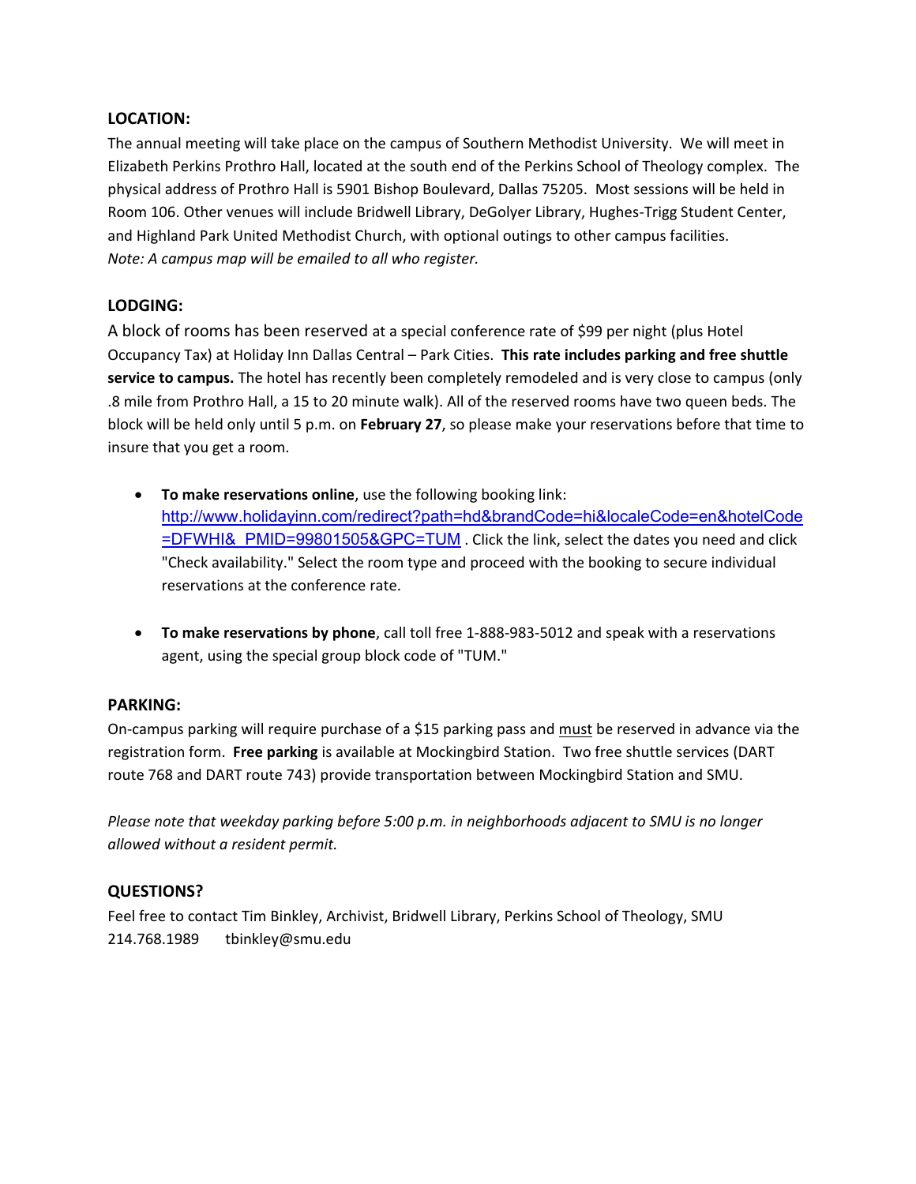**LOCATION:**

The annual meeting will take place on the campus of Southern Methodist University. We will meet in Elizabeth Perkins Prothro Hall, located at the south end of the Perkins School of Theology complex. The physical address of Prothro Hall is 5901 Bishop Boulevard, Dallas 75205. Most sessions will be held in Room 106. Other venues will include Bridwell Library, DeGolyer Library, Hughes-Trigg Student Center, and Highland Park United Methodist Church, with optional outings to other campus facilities.
*Note: A campus map will be emailed to all who register.*

**LODGING:**

A block of rooms has been reserved at a special conference rate of $99 per night (plus Hotel Occupancy Tax) at Holiday Inn Dallas Central – Park Cities. **This rate includes parking and free shuttle service to campus.** The hotel has recently been completely remodeled and is very close to campus (only .8 mile from Prothro Hall, a 15 to 20 minute walk). All of the reserved rooms have two queen beds. The block will be held only until 5 p.m. on **February 27**, so please make your reservations before that time to insure that you get a room.

- **To make reservations online**, use the following booking link: http://www.holidayinn.com/redirect?path=hd&brandCode=hi&localeCode=en&hotelCode=DFWHI&_PMID=99801505&GPC=TUM . Click the link, select the dates you need and click "Check availability." Select the room type and proceed with the booking to secure individual reservations at the conference rate.

- **To make reservations by phone**, call toll free 1-888-983-5012 and speak with a reservations agent, using the special group block code of "TUM."

**PARKING:**

On-campus parking will require purchase of a $15 parking pass and <u>must</u> be reserved in advance via the registration form. **Free parking** is available at Mockingbird Station. Two free shuttle services (DART route 768 and DART route 743) provide transportation between Mockingbird Station and SMU.

*Please note that weekday parking before 5:00 p.m. in neighborhoods adjacent to SMU is no longer allowed without a resident permit.*

**QUESTIONS?**

Feel free to contact Tim Binkley, Archivist, Bridwell Library, Perkins School of Theology, SMU
214.768.1989    tbinkley@smu.edu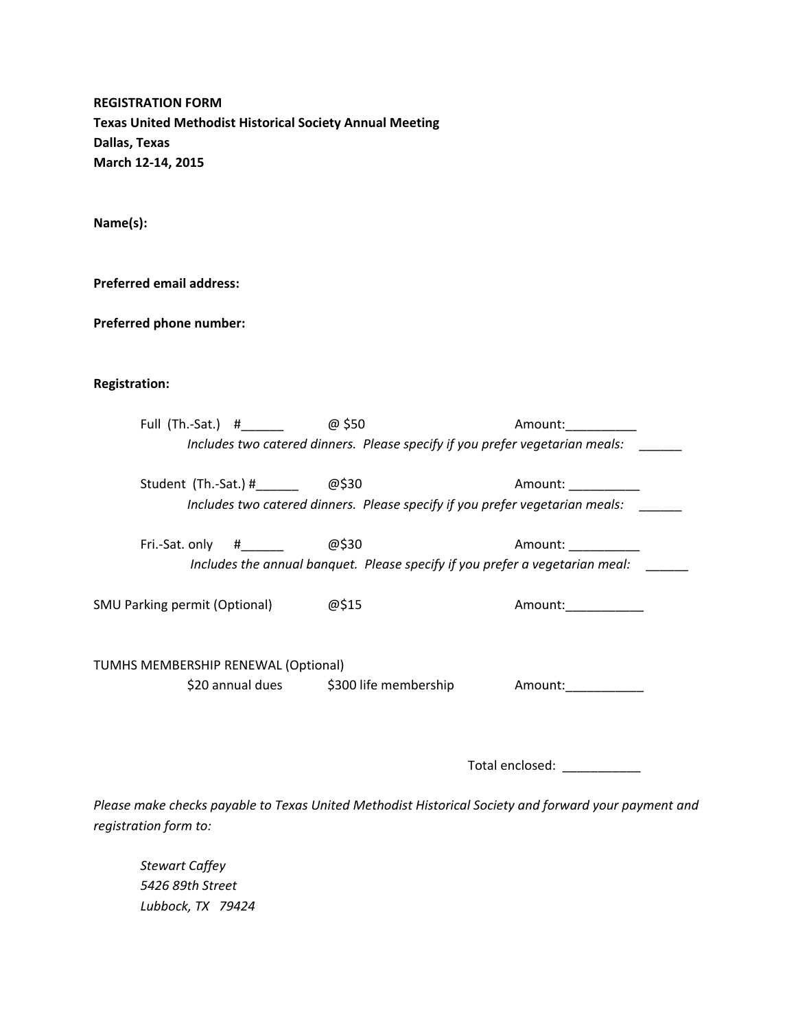**REGISTRATION FORM**
**Texas United Methodist Historical Society Annual Meeting**
**Dallas, Texas**
**March 12-14, 2015**

**Name(s):**

**Preferred email address:**

**Preferred phone number:**

**Registration:**

Full (Th.-Sat.) #______ @ $50 Amount:__________
*Includes two catered dinners. Please specify if you prefer vegetarian meals:* ______

Student (Th.-Sat.) #______ @$30 Amount: __________
*Includes two catered dinners. Please specify if you prefer vegetarian meals:* ______

Fri.-Sat. only #______ @$30 Amount: __________
*Includes the annual banquet. Please specify if you prefer a vegetarian meal:* ______

SMU Parking permit (Optional) @$15 Amount:___________

TUMHS MEMBERSHIP RENEWAL (Optional)
$20 annual dues $300 life membership Amount:___________

Total enclosed: ___________

*Please make checks payable to Texas United Methodist Historical Society and forward your payment and registration form to:*

*Stewart Caffey*
*5426 89th Street*
*Lubbock, TX 79424*